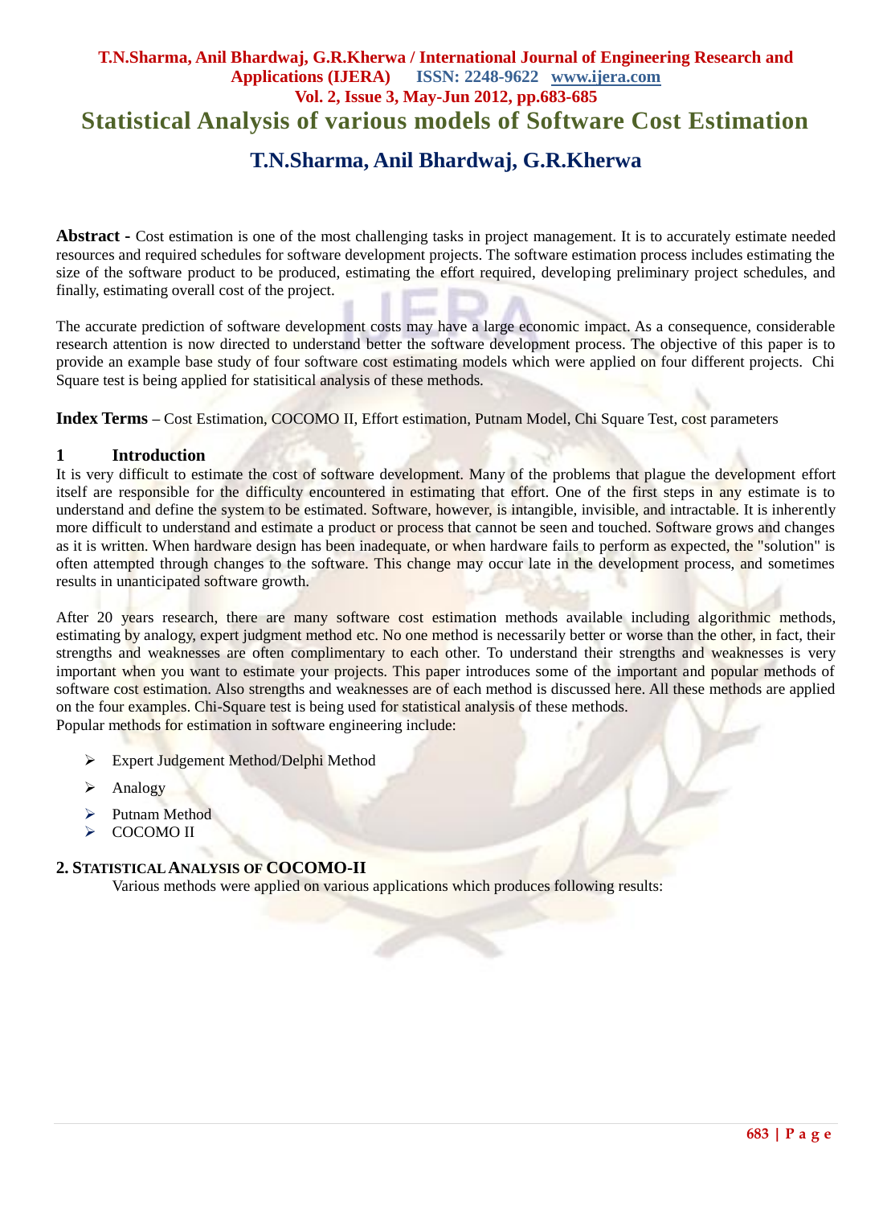# Statistical Analysis of various models of Software Cost Estimation

## T.N.Sharma, Anil Bhardwaj, G.R.Kherwa

**Abstract -** Cost estimation is one of the most challenging tasks in project management. It is to accurately estimate needed resources and required schedules for software development projects. The software estimation process includes estimating the size of the software product to be produced, estimating the effort required, developing preliminary project schedules, and finally, estimating overall cost of the project.

The accurate prediction of software development costs may have a large economic impact. As a consequence, considerable research attention is now directed to understand better the software development process. The objective of this paper is to provide an example base study of four software cost estimating models which were applied on four different projects. Chi Square test is being applied for statisitical analysis of these methods.

**Index Terms –** Cost Estimation, COCOMO II, Effort estimation, Putnam Model, Chi Square Test, cost parameters

## 1 Introduction

It is very difficult to estimate the cost of software development. Many of the problems that plague the development effort itself are responsible for the difficulty encountered in estimating that effort. One of the first steps in any estimate is to understand and define the system to be estimated. Software, however, is intangible, invisible, and intractable. It is inherently more difficult to understand and estimate a product or process that cannot be seen and touched. Software grows and changes as it is written. When hardware design has been inadequate, or when hardware fails to perform as expected, the "solution" is often attempted through changes to the software. This change may occur late in the development process, and sometimes results in unanticipated software growth.

After 20 years research, there are many software cost estimation methods available including algorithmic methods, estimating by analogy, expert judgment method etc. No one method is necessarily better or worse than the other, in fact, their strengths and weaknesses are often complimentary to each other. To understand their strengths and weaknesses is very important when you want to estimate your projects. This paper introduces some of the important and popular methods of software cost estimation. Also strengths and weaknesses are of each method is discussed here. All these methods are applied on the four examples. Chi-Square test is being used for statistical analysis of these methods.

Popular methods for estimation in software engineering include:

- Expert Judgement Method/Delphi Method
- Analogy
- Putnam Method
- COCOMO II

## 2. Statistical Analysis of COCOMO-II

Various methods were applied on various applications which produces following results: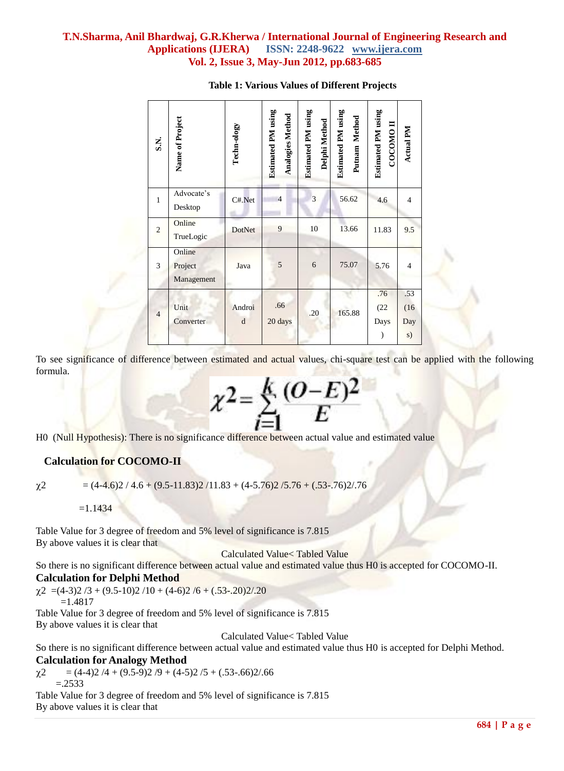**Table 1: Various Values of Different Projects**

| S.N. | Name of Project | Techn-ology | Estimated PM using Analogies Method | Estimated PM using Delphi Method | Estimated PM using Putnam Method | Estimated PM using COCOMO II | Actual PM |
|---|---|---|---|---|---|---|---|
| 1 | Advocate's Desktop | C#.Net | 4 | 3 | 56.62 | 4.6 | 4 |
| 2 | Online TrueLogic | DotNet | 9 | 10 | 13.66 | 11.83 | 9.5 |
| 3 | Online Project Management | Java | 5 | 6 | 75.07 | 5.76 | 4 |
| 4 | Unit Converter | Android | .66 20 days | .20 | 165.88 | .76 (22 Days) | .53 (16 Days) |

To see significance of difference between estimated and actual values, chi-square test can be applied with the following formula.

$$\chi^2 = \sum_{i=1}^{k} \frac{(O-E)^2}{E}$$

H0 (Null Hypothesis): There is no significance difference between actual value and estimated value

### Calculation for COCOMO-II

$\chi^2 = (4-4.6)^2 / 4.6 + (9.5-11.83)^2 /11.83 + (4-5.76)^2 /5.76 + (.53-.76)^2/.76$

$=1.1434$

Table Value for 3 degree of freedom and 5% level of significance is 7.815
By above values it is clear that

Calculated Value< Tabled Value

So there is no significant difference between actual value and estimated value thus H0 is accepted for COCOMO-II.

### Calculation for Delphi Method

$\chi^2 = (4-3)^2 /3 + (9.5-10)^2 /10 + (4-6)^2 /6 + (.53-.20)^2/.20$

$=1.4817$

Table Value for 3 degree of freedom and 5% level of significance is 7.815
By above values it is clear that

Calculated Value< Tabled Value

So there is no significant difference between actual value and estimated value thus H0 is accepted for Delphi Method.

### Calculation for Analogy Method

$\chi^2 = (4-4)^2 /4 + (9.5-9)^2 /9 + (4-5)^2 /5 + (.53-.66)^2/.66$

$=.2533$

Table Value for 3 degree of freedom and 5% level of significance is 7.815
By above values it is clear that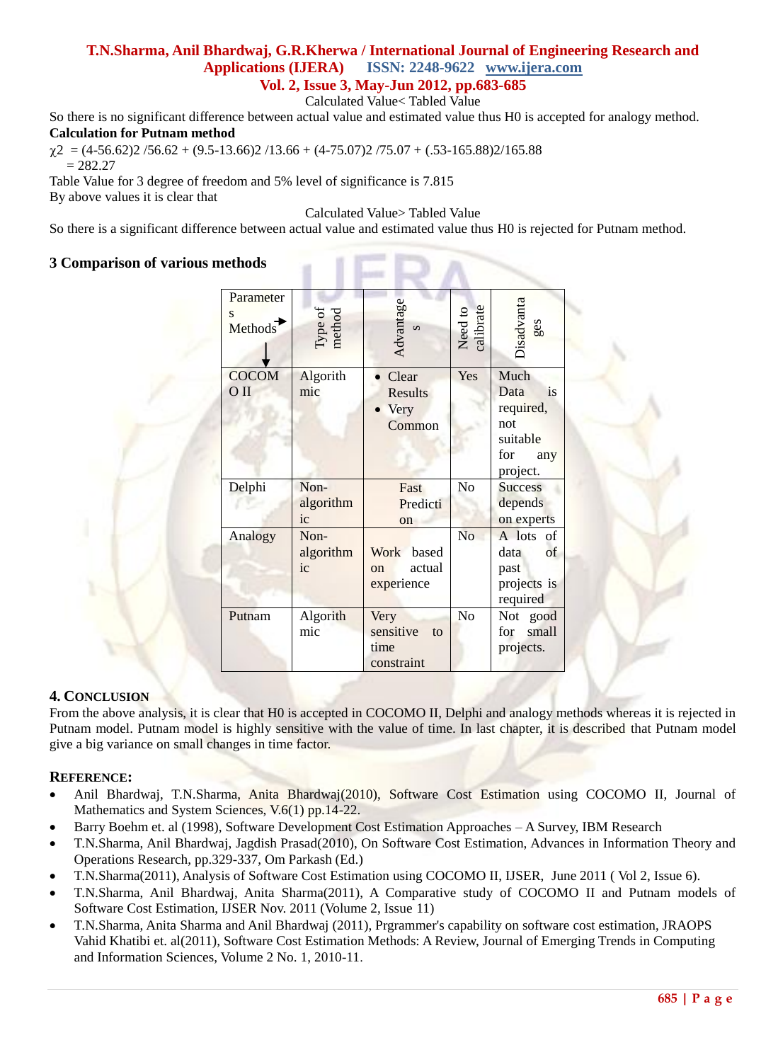Calculated Value< Tabled Value

So there is no significant difference between actual value and estimated value thus H0 is accepted for analogy method.

**Calculation for Putnam method**

$\chi 2 = (4-56.62)2 /56.62 + (9.5-13.66)2 /13.66 + (4-75.07)2 /75.07 + (.53-165.88)2/165.88$

$= 282.27$

Table Value for 3 degree of freedom and 5% level of significance is 7.815

By above values it is clear that

Calculated Value> Tabled Value

So there is a significant difference between actual value and estimated value thus H0 is rejected for Putnam method.

## 3 Comparison of various methods

| Parameters → Methods ↓ | Type of method | Advantages | Need to calibrate | Disadvantages |
|---|---|---|---|---|
| COCOMO II | Algorithmic | • Clear Results • Very Common | Yes | Much Data is required, not suitable for any project. |
| Delphi | Non-algorithmic | Fast Prediction | No | Success depends on experts |
| Analogy | Non-algorithmic | Work based on actual experience | No | A lots of data of past projects is required |
| Putnam | Algorithmic | Very sensitive to time constraint | No | Not good for small projects. |

## 4. Conclusion

From the above analysis, it is clear that H0 is accepted in COCOMO II, Delphi and analogy methods whereas it is rejected in Putnam model. Putnam model is highly sensitive with the value of time. In last chapter, it is described that Putnam model give a big variance on small changes in time factor.

## Reference:

- Anil Bhardwaj, T.N.Sharma, Anita Bhardwaj(2010), Software Cost Estimation using COCOMO II, Journal of Mathematics and System Sciences, V.6(1) pp.14-22.
- Barry Boehm et. al (1998), Software Development Cost Estimation Approaches – A Survey, IBM Research
- T.N.Sharma, Anil Bhardwaj, Jagdish Prasad(2010), On Software Cost Estimation, Advances in Information Theory and Operations Research, pp.329-337, Om Parkash (Ed.)
- T.N.Sharma(2011), Analysis of Software Cost Estimation using COCOMO II, IJSER, June 2011 ( Vol 2, Issue 6).
- T.N.Sharma, Anil Bhardwaj, Anita Sharma(2011), A Comparative study of COCOMO II and Putnam models of Software Cost Estimation, IJSER Nov. 2011 (Volume 2, Issue 11)
- T.N.Sharma, Anita Sharma and Anil Bhardwaj (2011), Prgrammer's capability on software cost estimation, JRAOPS Vahid Khatibi et. al(2011), Software Cost Estimation Methods: A Review, Journal of Emerging Trends in Computing and Information Sciences, Volume 2 No. 1, 2010-11.